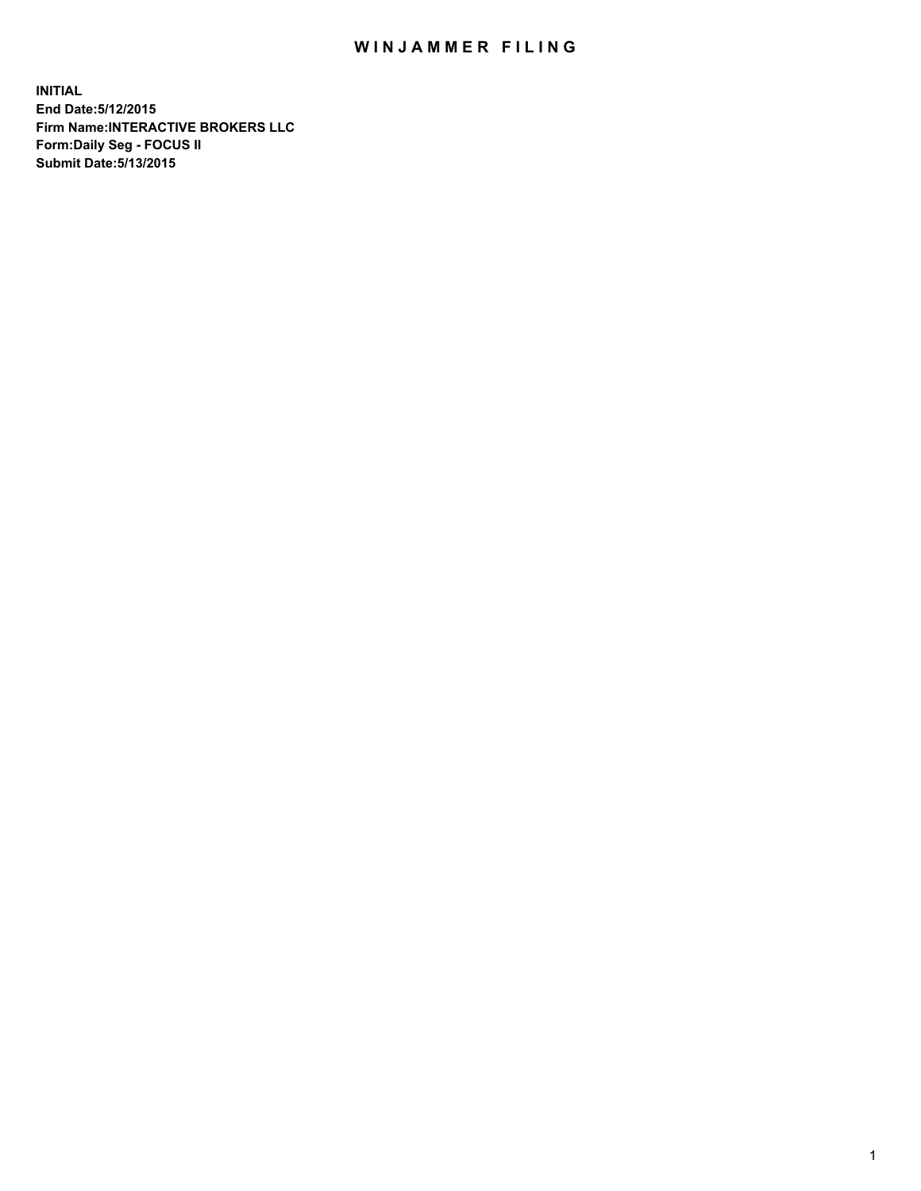# WINJAMMER FILING

**INITIAL**
**End Date:5/12/2015**
**Firm Name:INTERACTIVE BROKERS LLC**
**Form:Daily Seg - FOCUS II**
**Submit Date:5/13/2015**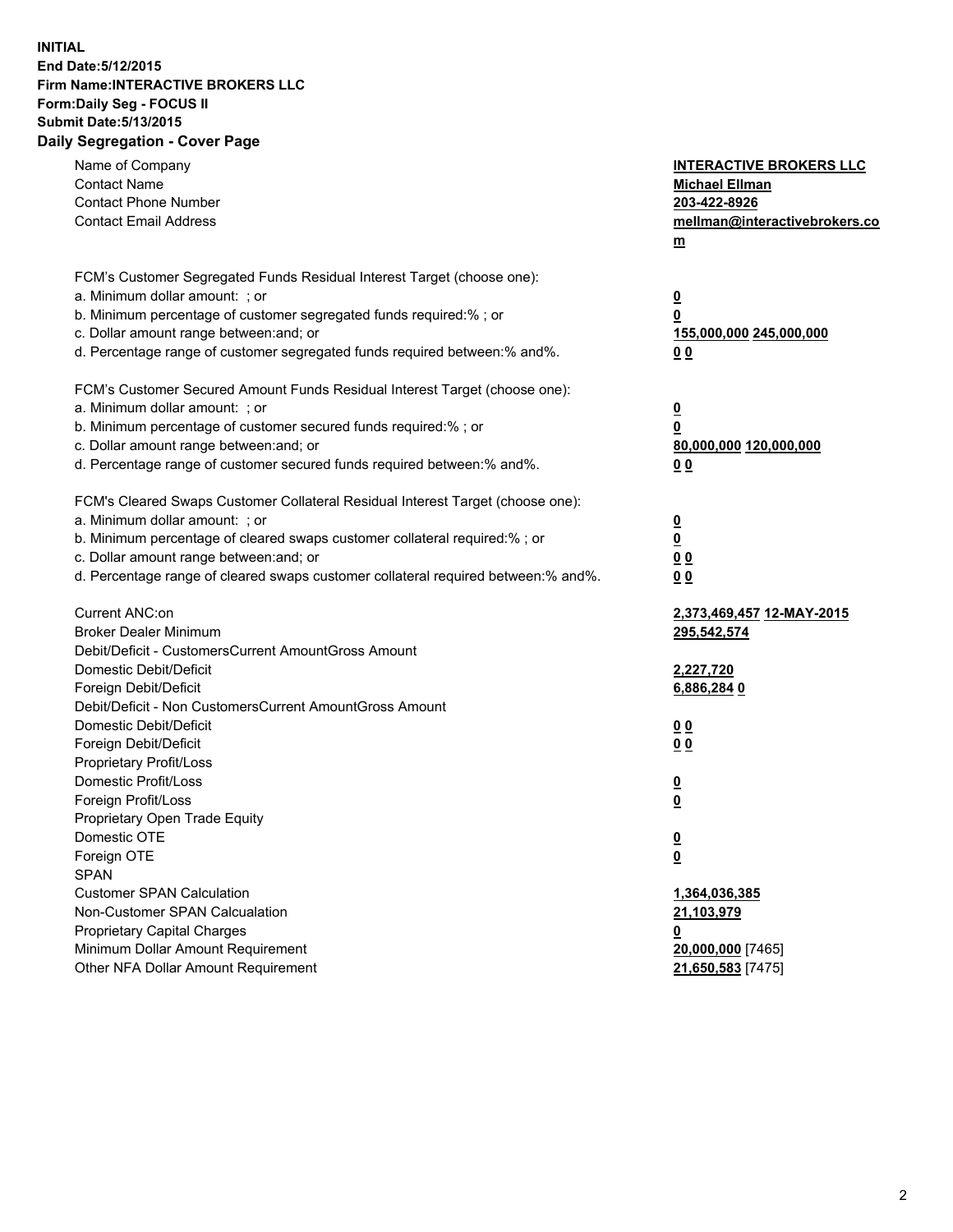**INITIAL**
**End Date:5/12/2015**
**Firm Name:INTERACTIVE BROKERS LLC**
**Form:Daily Seg - FOCUS II**
**Submit Date:5/13/2015**
**Daily Segregation - Cover Page**

| | |
|---|---|
| Name of Company | **INTERACTIVE BROKERS LLC** |
| Contact Name | **Michael Ellman** |
| Contact Phone Number | **203-422-8926** |
| Contact Email Address | **mellman@interactivebrokers.com** |
| FCM's Customer Segregated Funds Residual Interest Target (choose one): | |
| a. Minimum dollar amount: ; or | **0** |
| b. Minimum percentage of customer segregated funds required:% ; or | **0** |
| c. Dollar amount range between:and; or | **155,000,000 245,000,000** |
| d. Percentage range of customer segregated funds required between:% and%. | **0 0** |
| FCM's Customer Secured Amount Funds Residual Interest Target (choose one): | |
| a. Minimum dollar amount: ; or | **0** |
| b. Minimum percentage of customer secured funds required:% ; or | **0** |
| c. Dollar amount range between:and; or | **80,000,000 120,000,000** |
| d. Percentage range of customer secured funds required between:% and%. | **0 0** |
| FCM's Cleared Swaps Customer Collateral Residual Interest Target (choose one): | |
| a. Minimum dollar amount: ; or | **0** |
| b. Minimum percentage of cleared swaps customer collateral required:% ; or | **0** |
| c. Dollar amount range between:and; or | **0 0** |
| d. Percentage range of cleared swaps customer collateral required between:% and%. | **0 0** |
| Current ANC:on | **2,373,469,457 12-MAY-2015** |
| Broker Dealer Minimum | **295,542,574** |
| Debit/Deficit - CustomersCurrent AmountGross Amount | |
| Domestic Debit/Deficit | **2,227,720** |
| Foreign Debit/Deficit | **6,886,284 0** |
| Debit/Deficit - Non CustomersCurrent AmountGross Amount | |
| Domestic Debit/Deficit | **0 0** |
| Foreign Debit/Deficit | **0 0** |
| Proprietary Profit/Loss | |
| Domestic Profit/Loss | **0** |
| Foreign Profit/Loss | **0** |
| Proprietary Open Trade Equity | |
| Domestic OTE | **0** |
| Foreign OTE | **0** |
| SPAN | |
| Customer SPAN Calculation | **1,364,036,385** |
| Non-Customer SPAN Calcualation | **21,103,979** |
| Proprietary Capital Charges | **0** |
| Minimum Dollar Amount Requirement | **20,000,000** [7465] |
| Other NFA Dollar Amount Requirement | **21,650,583** [7475] |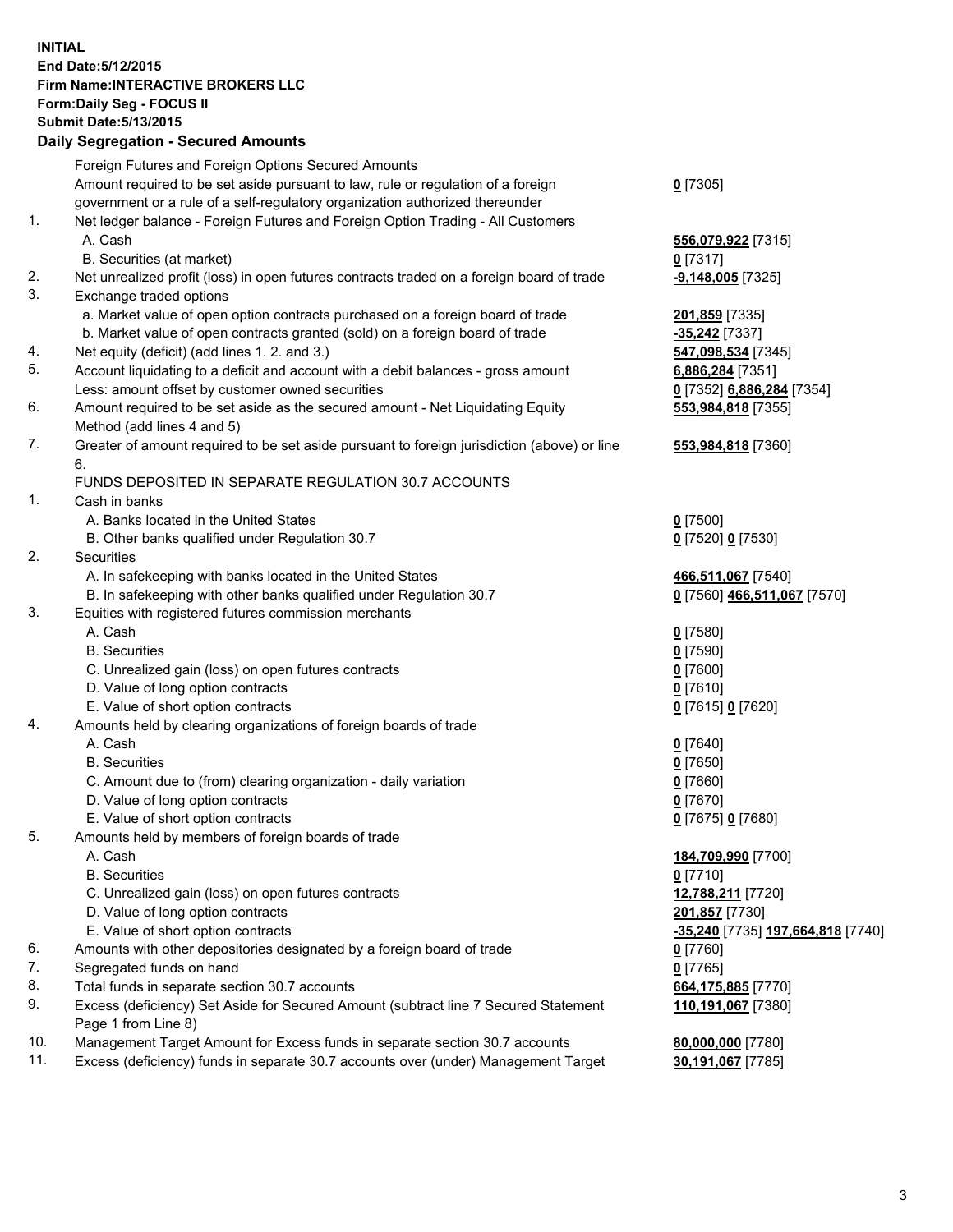**INITIAL**
**End Date:5/12/2015**
**Firm Name:INTERACTIVE BROKERS LLC**
**Form:Daily Seg - FOCUS II**
**Submit Date:5/13/2015**

## Daily Segregation - Secured Amounts

| | | |
|---|---|---|
| | Foreign Futures and Foreign Options Secured Amounts | |
| | Amount required to be set aside pursuant to law, rule or regulation of a foreign government or a rule of a self-regulatory organization authorized thereunder | **0** [7305] |
| 1. | Net ledger balance - Foreign Futures and Foreign Option Trading - All Customers | |
| | A. Cash | **556,079,922** [7315] |
| | B. Securities (at market) | **0** [7317] |
| 2. | Net unrealized profit (loss) in open futures contracts traded on a foreign board of trade | **-9,148,005** [7325] |
| 3. | Exchange traded options | |
| | a. Market value of open option contracts purchased on a foreign board of trade | **201,859** [7335] |
| | b. Market value of open contracts granted (sold) on a foreign board of trade | **-35,242** [7337] |
| 4. | Net equity (deficit) (add lines 1. 2. and 3.) | **547,098,534** [7345] |
| 5. | Account liquidating to a deficit and account with a debit balances - gross amount | **6,886,284** [7351] |
| | Less: amount offset by customer owned securities | **0** [7352] **6,886,284** [7354] |
| 6. | Amount required to be set aside as the secured amount - Net Liquidating Equity Method (add lines 4 and 5) | **553,984,818** [7355] |
| 7. | Greater of amount required to be set aside pursuant to foreign jurisdiction (above) or line 6. | **553,984,818** [7360] |
| | FUNDS DEPOSITED IN SEPARATE REGULATION 30.7 ACCOUNTS | |
| 1. | Cash in banks | |
| | A. Banks located in the United States | **0** [7500] |
| | B. Other banks qualified under Regulation 30.7 | **0** [7520] **0** [7530] |
| 2. | Securities | |
| | A. In safekeeping with banks located in the United States | **466,511,067** [7540] |
| | B. In safekeeping with other banks qualified under Regulation 30.7 | **0** [7560] **466,511,067** [7570] |
| 3. | Equities with registered futures commission merchants | |
| | A. Cash | **0** [7580] |
| | B. Securities | **0** [7590] |
| | C. Unrealized gain (loss) on open futures contracts | **0** [7600] |
| | D. Value of long option contracts | **0** [7610] |
| | E. Value of short option contracts | **0** [7615] **0** [7620] |
| 4. | Amounts held by clearing organizations of foreign boards of trade | |
| | A. Cash | **0** [7640] |
| | B. Securities | **0** [7650] |
| | C. Amount due to (from) clearing organization - daily variation | **0** [7660] |
| | D. Value of long option contracts | **0** [7670] |
| | E. Value of short option contracts | **0** [7675] **0** [7680] |
| 5. | Amounts held by members of foreign boards of trade | |
| | A. Cash | **184,709,990** [7700] |
| | B. Securities | **0** [7710] |
| | C. Unrealized gain (loss) on open futures contracts | **12,788,211** [7720] |
| | D. Value of long option contracts | **201,857** [7730] |
| | E. Value of short option contracts | **-35,240** [7735] **197,664,818** [7740] |
| 6. | Amounts with other depositories designated by a foreign board of trade | **0** [7760] |
| 7. | Segregated funds on hand | **0** [7765] |
| 8. | Total funds in separate section 30.7 accounts | **664,175,885** [7770] |
| 9. | Excess (deficiency) Set Aside for Secured Amount (subtract line 7 Secured Statement Page 1 from Line 8) | **110,191,067** [7380] |
| 10. | Management Target Amount for Excess funds in separate section 30.7 accounts | **80,000,000** [7780] |
| 11. | Excess (deficiency) funds in separate 30.7 accounts over (under) Management Target | **30,191,067** [7785] |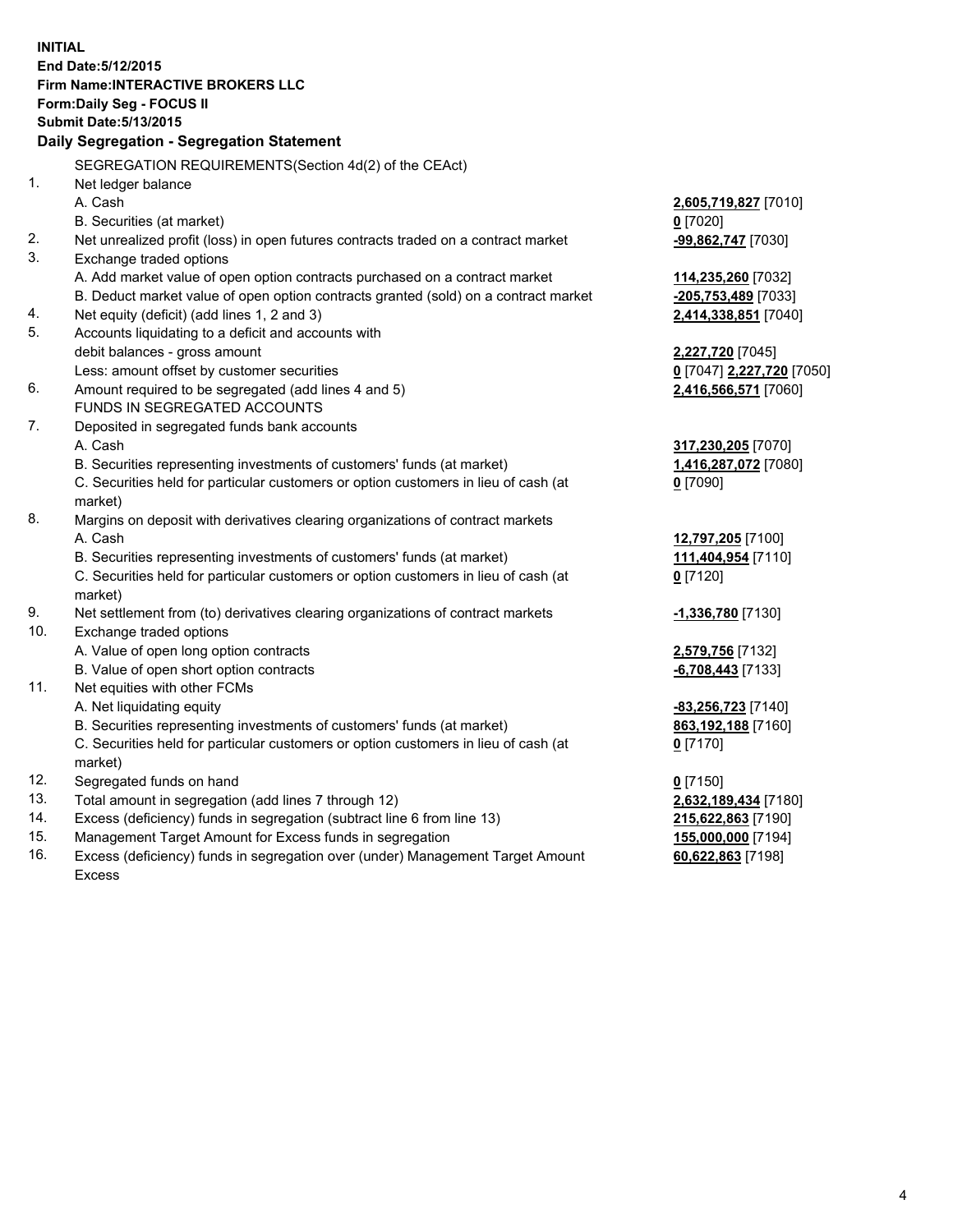**INITIAL**
**End Date:5/12/2015**
**Firm Name:INTERACTIVE BROKERS LLC**
**Form:Daily Seg - FOCUS II**
**Submit Date:5/13/2015**

## Daily Segregation - Segregation Statement

| | | |
|---|---|---|
| | SEGREGATION REQUIREMENTS(Section 4d(2) of the CEAct) | |
| 1. | Net ledger balance | |
| | A. Cash | **2,605,719,827** [7010] |
| | B. Securities (at market) | **0** [7020] |
| 2. | Net unrealized profit (loss) in open futures contracts traded on a contract market | **-99,862,747** [7030] |
| 3. | Exchange traded options | |
| | A. Add market value of open option contracts purchased on a contract market | **114,235,260** [7032] |
| | B. Deduct market value of open option contracts granted (sold) on a contract market | **-205,753,489** [7033] |
| 4. | Net equity (deficit) (add lines 1, 2 and 3) | **2,414,338,851** [7040] |
| 5. | Accounts liquidating to a deficit and accounts with | |
| | debit balances - gross amount | **2,227,720** [7045] |
| | Less: amount offset by customer securities | **0** [7047] **2,227,720** [7050] |
| 6. | Amount required to be segregated (add lines 4 and 5) | **2,416,566,571** [7060] |
| | FUNDS IN SEGREGATED ACCOUNTS | |
| 7. | Deposited in segregated funds bank accounts | |
| | A. Cash | **317,230,205** [7070] |
| | B. Securities representing investments of customers' funds (at market) | **1,416,287,072** [7080] |
| | C. Securities held for particular customers or option customers in lieu of cash (at market) | **0** [7090] |
| 8. | Margins on deposit with derivatives clearing organizations of contract markets | |
| | A. Cash | **12,797,205** [7100] |
| | B. Securities representing investments of customers' funds (at market) | **111,404,954** [7110] |
| | C. Securities held for particular customers or option customers in lieu of cash (at market) | **0** [7120] |
| 9. | Net settlement from (to) derivatives clearing organizations of contract markets | **-1,336,780** [7130] |
| 10. | Exchange traded options | |
| | A. Value of open long option contracts | **2,579,756** [7132] |
| | B. Value of open short option contracts | **-6,708,443** [7133] |
| 11. | Net equities with other FCMs | |
| | A. Net liquidating equity | **-83,256,723** [7140] |
| | B. Securities representing investments of customers' funds (at market) | **863,192,188** [7160] |
| | C. Securities held for particular customers or option customers in lieu of cash (at market) | **0** [7170] |
| 12. | Segregated funds on hand | **0** [7150] |
| 13. | Total amount in segregation (add lines 7 through 12) | **2,632,189,434** [7180] |
| 14. | Excess (deficiency) funds in segregation (subtract line 6 from line 13) | **215,622,863** [7190] |
| 15. | Management Target Amount for Excess funds in segregation | **155,000,000** [7194] |
| 16. | Excess (deficiency) funds in segregation over (under) Management Target Amount Excess | **60,622,863** [7198] |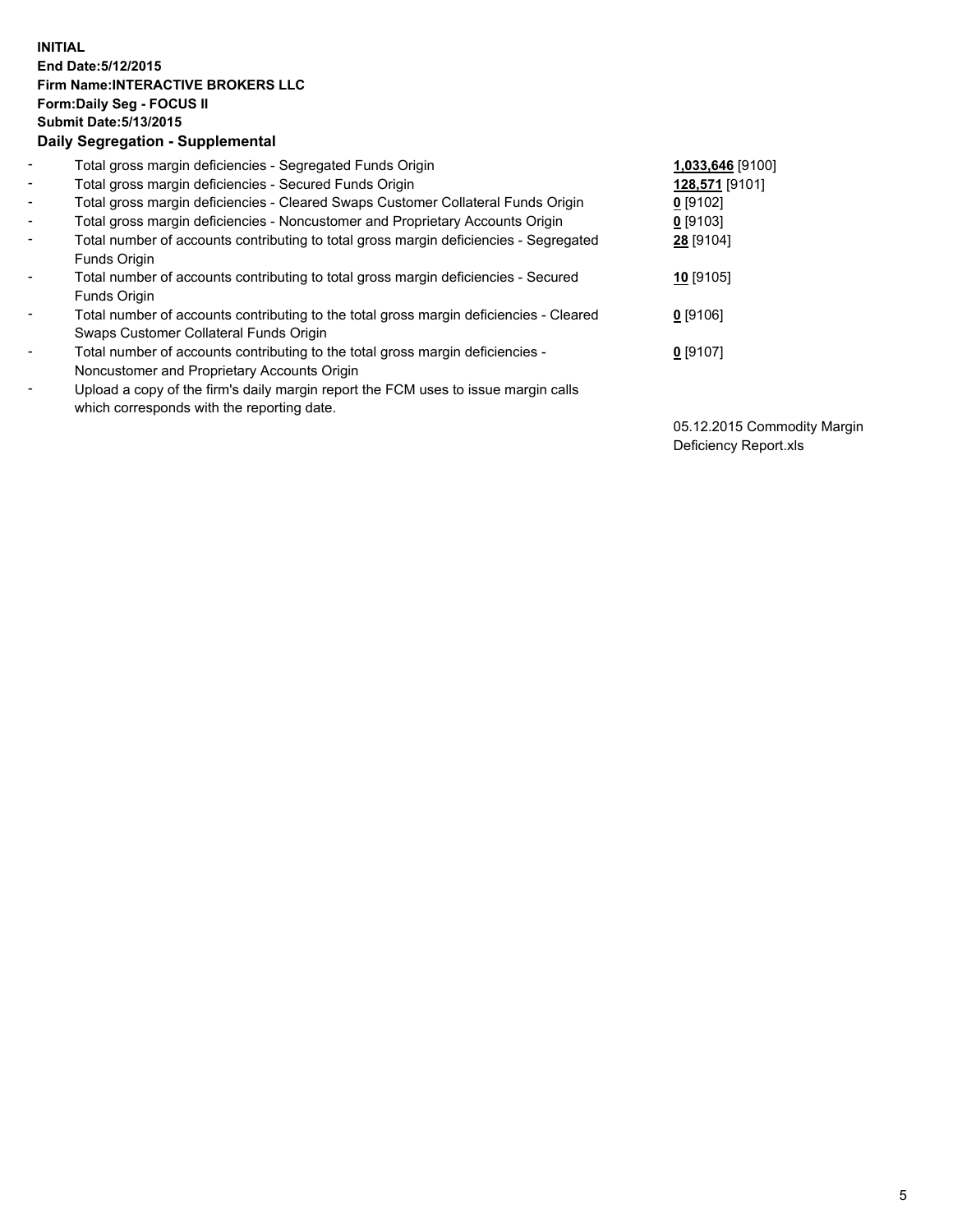**INITIAL**
**End Date:5/12/2015**
**Firm Name:INTERACTIVE BROKERS LLC**
**Form:Daily Seg - FOCUS II**
**Submit Date:5/13/2015**
**Daily Segregation - Supplemental**

| | | |
|---|---|---|
| - | Total gross margin deficiencies - Segregated Funds Origin | **1,033,646** [9100] |
| - | Total gross margin deficiencies - Secured Funds Origin | **128,571** [9101] |
| - | Total gross margin deficiencies - Cleared Swaps Customer Collateral Funds Origin | **0** [9102] |
| - | Total gross margin deficiencies - Noncustomer and Proprietary Accounts Origin | **0** [9103] |
| - | Total number of accounts contributing to total gross margin deficiencies - Segregated Funds Origin | **28** [9104] |
| - | Total number of accounts contributing to total gross margin deficiencies - Secured Funds Origin | **10** [9105] |
| - | Total number of accounts contributing to the total gross margin deficiencies - Cleared Swaps Customer Collateral Funds Origin | **0** [9106] |
| - | Total number of accounts contributing to the total gross margin deficiencies - Noncustomer and Proprietary Accounts Origin | **0** [9107] |
| - | Upload a copy of the firm's daily margin report the FCM uses to issue margin calls which corresponds with the reporting date. | 05.12.2015 Commodity Margin Deficiency Report.xls |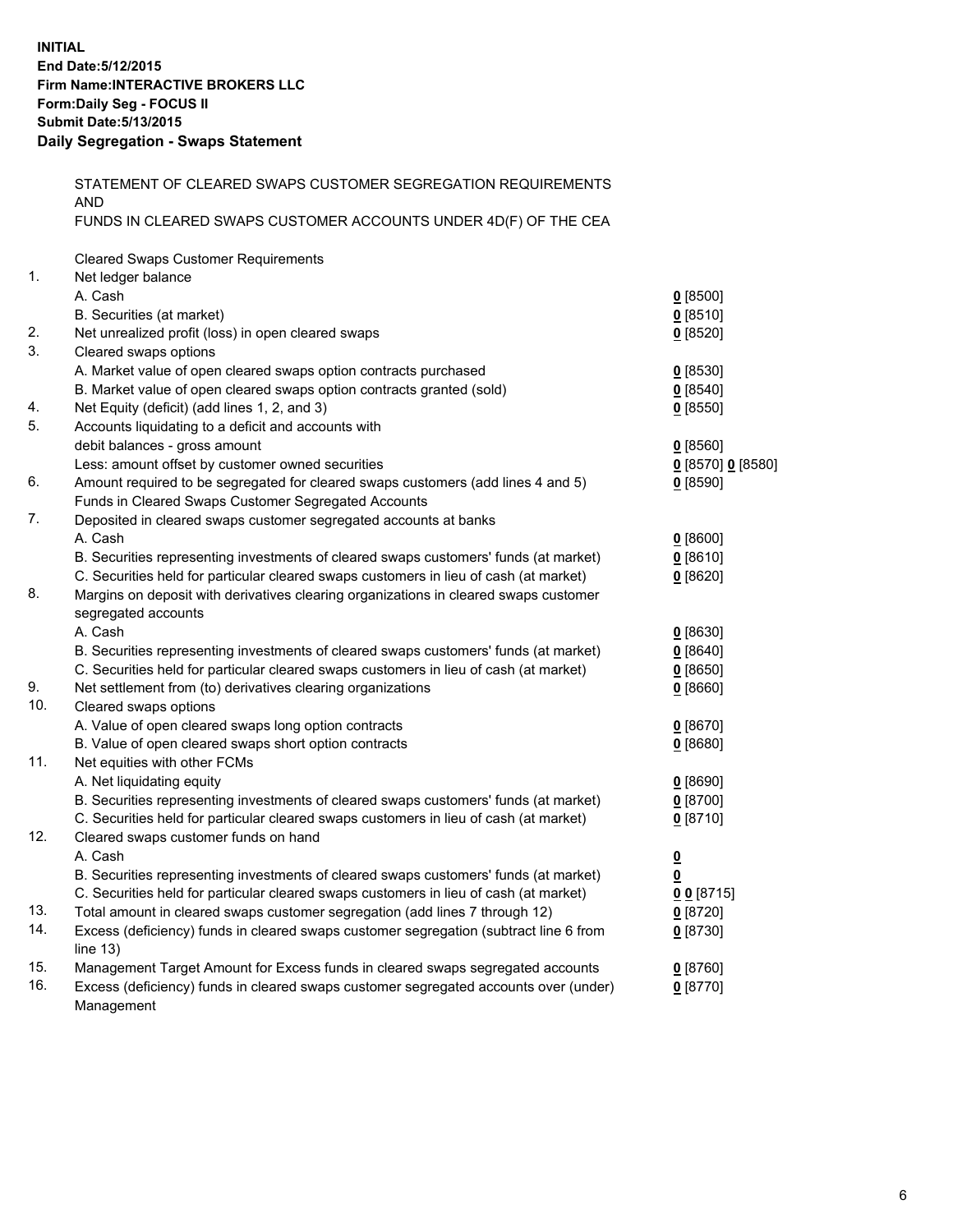**INITIAL**
**End Date:5/12/2015**
**Firm Name:INTERACTIVE BROKERS LLC**
**Form:Daily Seg - FOCUS II**
**Submit Date:5/13/2015**
**Daily Segregation - Swaps Statement**

STATEMENT OF CLEARED SWAPS CUSTOMER SEGREGATION REQUIREMENTS AND FUNDS IN CLEARED SWAPS CUSTOMER ACCOUNTS UNDER 4D(F) OF THE CEA

| | | |
|---|---|---|
| | Cleared Swaps Customer Requirements | |
| 1. | Net ledger balance | |
| | A. Cash | 0 [8500] |
| | B. Securities (at market) | 0 [8510] |
| 2. | Net unrealized profit (loss) in open cleared swaps | 0 [8520] |
| 3. | Cleared swaps options | |
| | A. Market value of open cleared swaps option contracts purchased | 0 [8530] |
| | B. Market value of open cleared swaps option contracts granted (sold) | 0 [8540] |
| 4. | Net Equity (deficit) (add lines 1, 2, and 3) | 0 [8550] |
| 5. | Accounts liquidating to a deficit and accounts with | |
| | debit balances - gross amount | 0 [8560] |
| | Less: amount offset by customer owned securities | 0 [8570] 0 [8580] |
| 6. | Amount required to be segregated for cleared swaps customers (add lines 4 and 5) | 0 [8590] |
| | Funds in Cleared Swaps Customer Segregated Accounts | |
| 7. | Deposited in cleared swaps customer segregated accounts at banks | |
| | A. Cash | 0 [8600] |
| | B. Securities representing investments of cleared swaps customers' funds (at market) | 0 [8610] |
| | C. Securities held for particular cleared swaps customers in lieu of cash (at market) | 0 [8620] |
| 8. | Margins on deposit with derivatives clearing organizations in cleared swaps customer segregated accounts | |
| | A. Cash | 0 [8630] |
| | B. Securities representing investments of cleared swaps customers' funds (at market) | 0 [8640] |
| | C. Securities held for particular cleared swaps customers in lieu of cash (at market) | 0 [8650] |
| 9. | Net settlement from (to) derivatives clearing organizations | 0 [8660] |
| 10. | Cleared swaps options | |
| | A. Value of open cleared swaps long option contracts | 0 [8670] |
| | B. Value of open cleared swaps short option contracts | 0 [8680] |
| 11. | Net equities with other FCMs | |
| | A. Net liquidating equity | 0 [8690] |
| | B. Securities representing investments of cleared swaps customers' funds (at market) | 0 [8700] |
| | C. Securities held for particular cleared swaps customers in lieu of cash (at market) | 0 [8710] |
| 12. | Cleared swaps customer funds on hand | |
| | A. Cash | 0 |
| | B. Securities representing investments of cleared swaps customers' funds (at market) | 0 |
| | C. Securities held for particular cleared swaps customers in lieu of cash (at market) | 0 0 [8715] |
| 13. | Total amount in cleared swaps customer segregation (add lines 7 through 12) | 0 [8720] |
| 14. | Excess (deficiency) funds in cleared swaps customer segregation (subtract line 6 from line 13) | 0 [8730] |
| 15. | Management Target Amount for Excess funds in cleared swaps segregated accounts | 0 [8760] |
| 16. | Excess (deficiency) funds in cleared swaps customer segregated accounts over (under) Management | 0 [8770] |